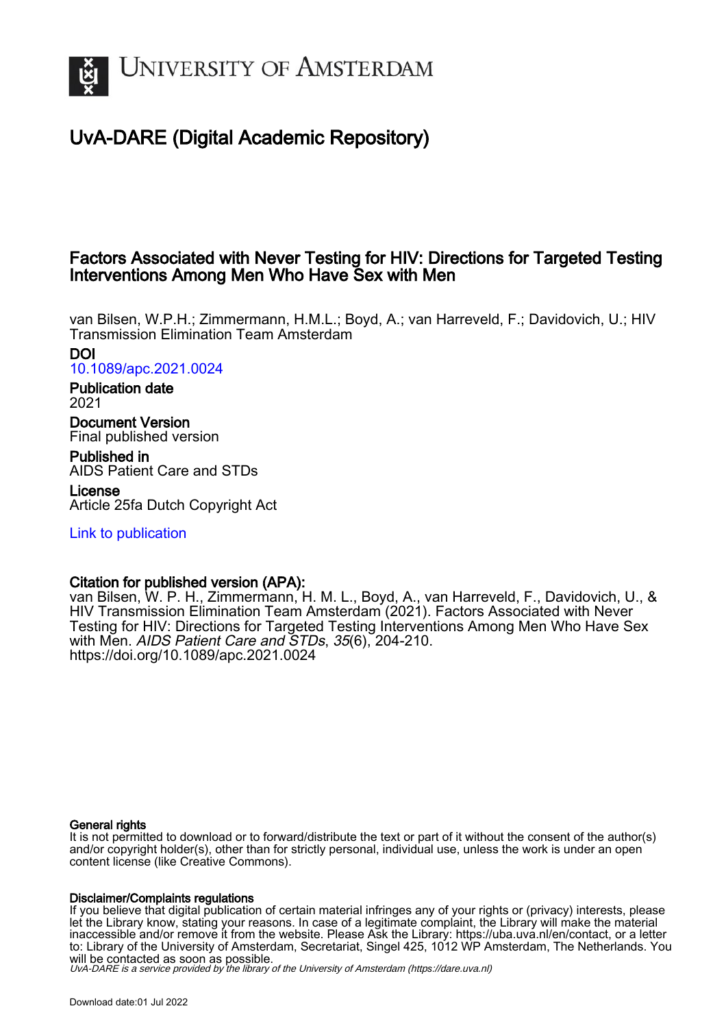# University of Amsterdam

## UvA-DARE (Digital Academic Repository)

### Factors Associated with Never Testing for HIV: Directions for Targeted Testing Interventions Among Men Who Have Sex with Men

van Bilsen, W.P.H.; Zimmermann, H.M.L.; Boyd, A.; van Harreveld, F.; Davidovich, U.; HIV Transmission Elimination Team Amsterdam

**DOI**
10.1089/apc.2021.0024

**Publication date**
2021

**Document Version**
Final published version

**Published in**
AIDS Patient Care and STDs

**License**
Article 25fa Dutch Copyright Act

Link to publication

**Citation for published version (APA):**
van Bilsen, W. P. H., Zimmermann, H. M. L., Boyd, A., van Harreveld, F., Davidovich, U., & HIV Transmission Elimination Team Amsterdam (2021). Factors Associated with Never Testing for HIV: Directions for Targeted Testing Interventions Among Men Who Have Sex with Men. *AIDS Patient Care and STDs*, *35*(6), 204-210. https://doi.org/10.1089/apc.2021.0024

**General rights**
It is not permitted to download or to forward/distribute the text or part of it without the consent of the author(s) and/or copyright holder(s), other than for strictly personal, individual use, unless the work is under an open content license (like Creative Commons).

**Disclaimer/Complaints regulations**
If you believe that digital publication of certain material infringes any of your rights or (privacy) interests, please let the Library know, stating your reasons. In case of a legitimate complaint, the Library will make the material inaccessible and/or remove it from the website. Please Ask the Library: https://uba.uva.nl/en/contact, or a letter to: Library of the University of Amsterdam, Secretariat, Singel 425, 1012 WP Amsterdam, The Netherlands. You will be contacted as soon as possible.

*UvA-DARE is a service provided by the library of the University of Amsterdam (https://dare.uva.nl)*

Download date:01 Jul 2022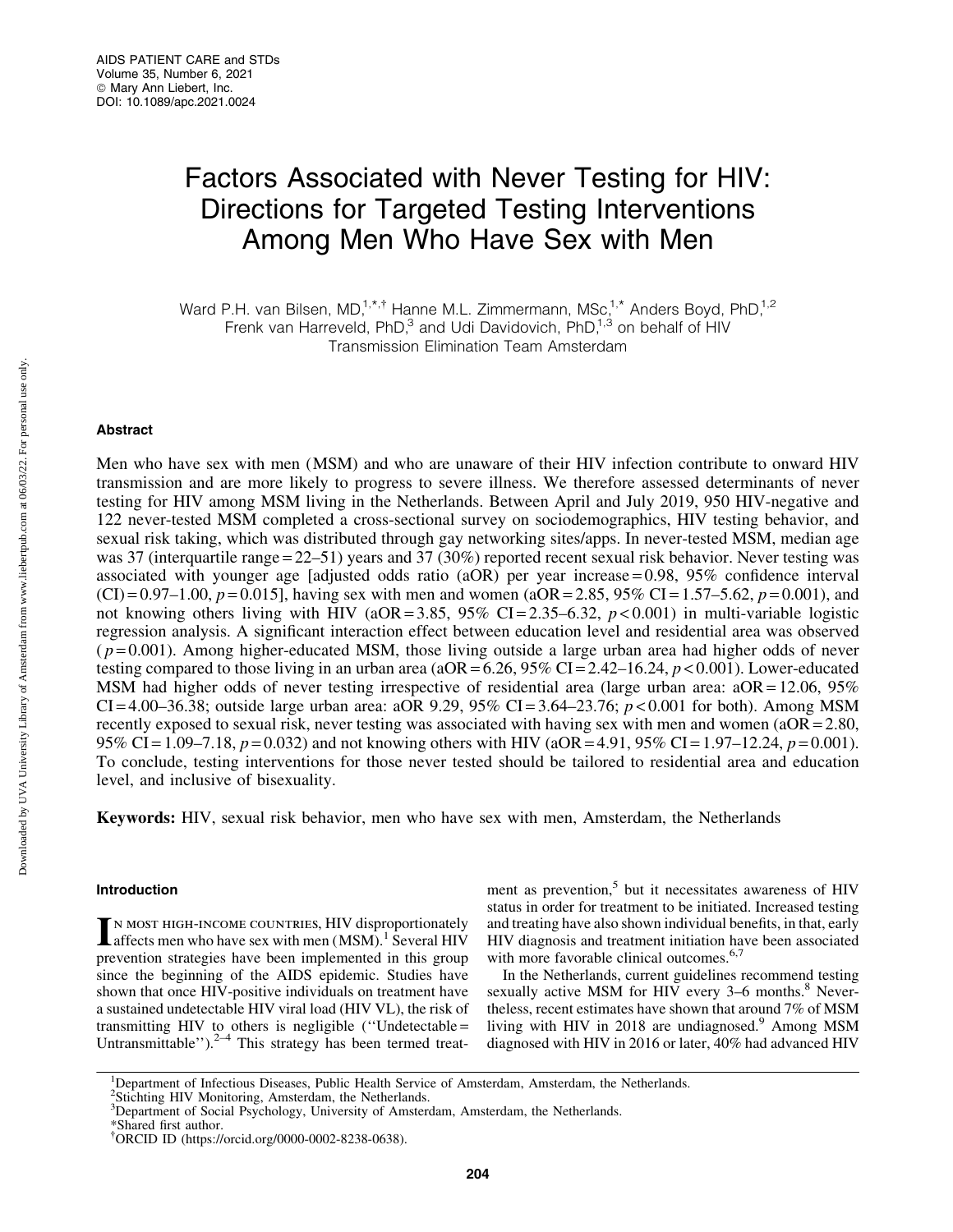# Factors Associated with Never Testing for HIV: Directions for Targeted Testing Interventions Among Men Who Have Sex with Men

Ward P.H. van Bilsen, MD,[1,*,†] Hanne M.L. Zimmermann, MSc,[1,*] Anders Boyd, PhD,[1,2] Frenk van Harreveld, PhD,[3] and Udi Davidovich, PhD,[1,3] on behalf of HIV Transmission Elimination Team Amsterdam

## Abstract

Men who have sex with men (MSM) and who are unaware of their HIV infection contribute to onward HIV transmission and are more likely to progress to severe illness. We therefore assessed determinants of never testing for HIV among MSM living in the Netherlands. Between April and July 2019, 950 HIV-negative and 122 never-tested MSM completed a cross-sectional survey on sociodemographics, HIV testing behavior, and sexual risk taking, which was distributed through gay networking sites/apps. In never-tested MSM, median age was 37 (interquartile range = 22–51) years and 37 (30%) reported recent sexual risk behavior. Never testing was associated with younger age [adjusted odds ratio (aOR) per year increase = 0.98, 95% confidence interval (CI) = 0.97–1.00, $p = 0.015$], having sex with men and women (aOR = 2.85, 95% CI = 1.57–5.62, $p = 0.001$), and not knowing others living with HIV (aOR = 3.85, 95% CI = 2.35–6.32, $p < 0.001$) in multi-variable logistic regression analysis. A significant interaction effect between education level and residential area was observed ($p = 0.001$). Among higher-educated MSM, those living outside a large urban area had higher odds of never testing compared to those living in an urban area (aOR = 6.26, 95% CI = 2.42–16.24, $p < 0.001$). Lower-educated MSM had higher odds of never testing irrespective of residential area (large urban area: aOR = 12.06, 95% CI = 4.00–36.38; outside large urban area: aOR 9.29, 95% CI = 3.64–23.76; $p < 0.001$ for both). Among MSM recently exposed to sexual risk, never testing was associated with having sex with men and women (aOR = 2.80, 95% CI = 1.09–7.18, $p = 0.032$) and not knowing others with HIV (aOR = 4.91, 95% CI = 1.97–12.24, $p = 0.001$). To conclude, testing interventions for those never tested should be tailored to residential area and education level, and inclusive of bisexuality.

**Keywords:** HIV, sexual risk behavior, men who have sex with men, Amsterdam, the Netherlands

## Introduction

In most high-income countries, HIV disproportionately affects men who have sex with men (MSM).[1] Several HIV prevention strategies have been implemented in this group since the beginning of the AIDS epidemic. Studies have shown that once HIV-positive individuals on treatment have a sustained undetectable HIV viral load (HIV VL), the risk of transmitting HIV to others is negligible (''Undetectable = Untransmittable'').[2–4] This strategy has been termed treatment as prevention,[5] but it necessitates awareness of HIV status in order for treatment to be initiated. Increased testing and treating have also shown individual benefits, in that, early HIV diagnosis and treatment initiation have been associated with more favorable clinical outcomes.[6,7]

In the Netherlands, current guidelines recommend testing sexually active MSM for HIV every 3–6 months.[8] Nevertheless, recent estimates have shown that around 7% of MSM living with HIV in 2018 are undiagnosed.[9] Among MSM diagnosed with HIV in 2016 or later, 40% had advanced HIV

[1]Department of Infectious Diseases, Public Health Service of Amsterdam, Amsterdam, the Netherlands.
[2]Stichting HIV Monitoring, Amsterdam, the Netherlands.
[3]Department of Social Psychology, University of Amsterdam, Amsterdam, the Netherlands.
*Shared first author.
†ORCID ID (https://orcid.org/0000-0002-8238-0638).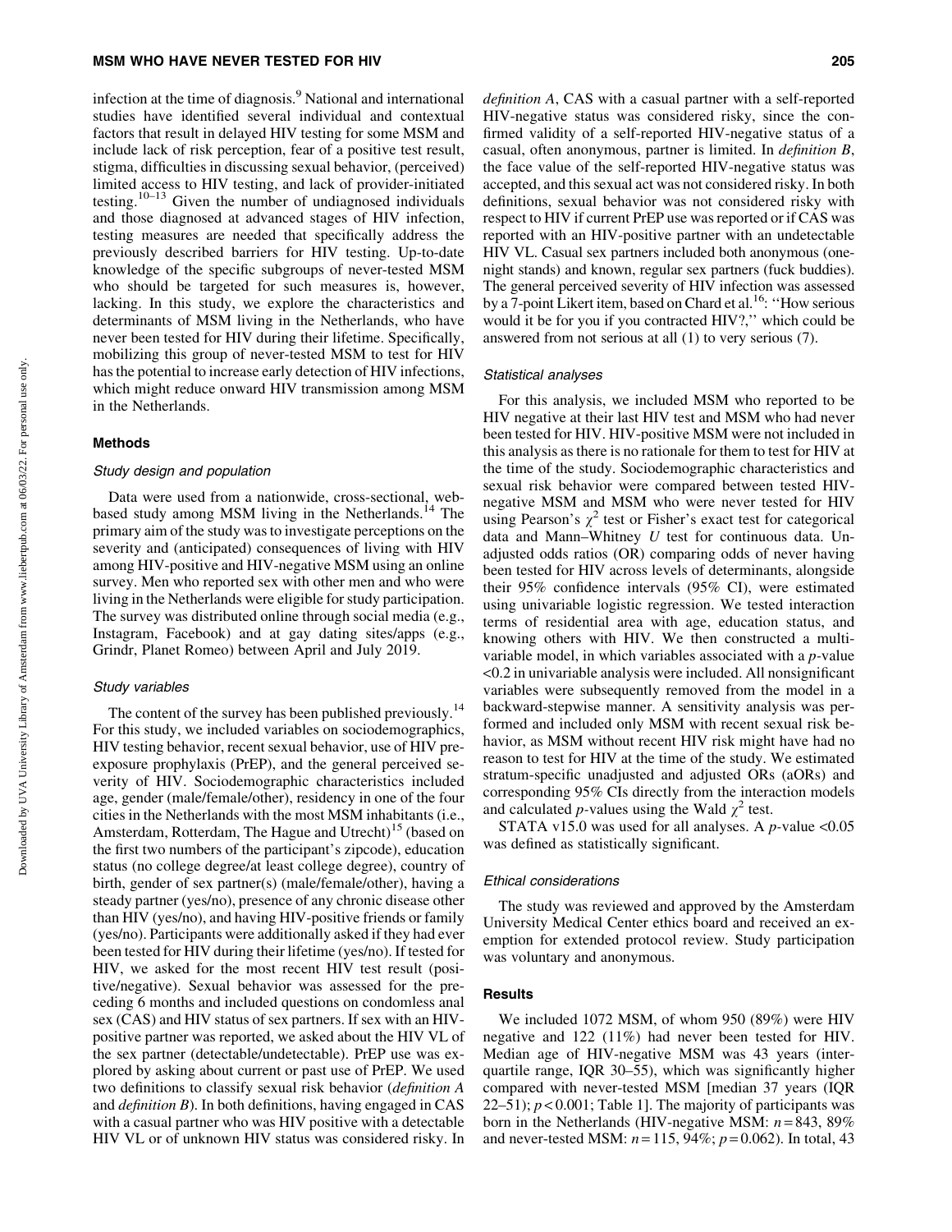infection at the time of diagnosis.[9] National and international studies have identified several individual and contextual factors that result in delayed HIV testing for some MSM and include lack of risk perception, fear of a positive test result, stigma, difficulties in discussing sexual behavior, (perceived) limited access to HIV testing, and lack of provider-initiated testing.[10–13] Given the number of undiagnosed individuals and those diagnosed at advanced stages of HIV infection, testing measures are needed that specifically address the previously described barriers for HIV testing. Up-to-date knowledge of the specific subgroups of never-tested MSM who should be targeted for such measures is, however, lacking. In this study, we explore the characteristics and determinants of MSM living in the Netherlands, who have never been tested for HIV during their lifetime. Specifically, mobilizing this group of never-tested MSM to test for HIV has the potential to increase early detection of HIV infections, which might reduce onward HIV transmission among MSM in the Netherlands.

## Methods

### Study design and population

Data were used from a nationwide, cross-sectional, web-based study among MSM living in the Netherlands.[14] The primary aim of the study was to investigate perceptions on the severity and (anticipated) consequences of living with HIV among HIV-positive and HIV-negative MSM using an online survey. Men who reported sex with other men and who were living in the Netherlands were eligible for study participation. The survey was distributed online through social media (e.g., Instagram, Facebook) and at gay dating sites/apps (e.g., Grindr, Planet Romeo) between April and July 2019.

### Study variables

The content of the survey has been published previously.[14] For this study, we included variables on sociodemographics, HIV testing behavior, recent sexual behavior, use of HIV pre-exposure prophylaxis (PrEP), and the general perceived severity of HIV. Sociodemographic characteristics included age, gender (male/female/other), residency in one of the four cities in the Netherlands with the most MSM inhabitants (i.e., Amsterdam, Rotterdam, The Hague and Utrecht)[15] (based on the first two numbers of the participant's zipcode), education status (no college degree/at least college degree), country of birth, gender of sex partner(s) (male/female/other), having a steady partner (yes/no), presence of any chronic disease other than HIV (yes/no), and having HIV-positive friends or family (yes/no). Participants were additionally asked if they had ever been tested for HIV during their lifetime (yes/no). If tested for HIV, we asked for the most recent HIV test result (positive/negative). Sexual behavior was assessed for the preceding 6 months and included questions on condomless anal sex (CAS) and HIV status of sex partners. If sex with an HIV-positive partner was reported, we asked about the HIV VL of the sex partner (detectable/undetectable). PrEP use was explored by asking about current or past use of PrEP. We used two definitions to classify sexual risk behavior (*definition A* and *definition B*). In both definitions, having engaged in CAS with a casual partner who was HIV positive with a detectable HIV VL or of unknown HIV status was considered risky. In *definition A*, CAS with a casual partner with a self-reported HIV-negative status was considered risky, since the confirmed validity of a self-reported HIV-negative status of a casual, often anonymous, partner is limited. In *definition B*, the face value of the self-reported HIV-negative status was accepted, and this sexual act was not considered risky. In both definitions, sexual behavior was not considered risky with respect to HIV if current PrEP use was reported or if CAS was reported with an HIV-positive partner with an undetectable HIV VL. Casual sex partners included both anonymous (one-night stands) and known, regular sex partners (fuck buddies). The general perceived severity of HIV infection was assessed by a 7-point Likert item, based on Chard et al.[16]: "How serious would it be for you if you contracted HIV?," which could be answered from not serious at all (1) to very serious (7).

### Statistical analyses

For this analysis, we included MSM who reported to be HIV negative at their last HIV test and MSM who had never been tested for HIV. HIV-positive MSM were not included in this analysis as there is no rationale for them to test for HIV at the time of the study. Sociodemographic characteristics and sexual risk behavior were compared between tested HIV-negative MSM and MSM who were never tested for HIV using Pearson's $\chi^2$ test or Fisher's exact test for categorical data and Mann–Whitney $U$ test for continuous data. Unadjusted odds ratios (OR) comparing odds of never having been tested for HIV across levels of determinants, alongside their 95% confidence intervals (95% CI), were estimated using univariable logistic regression. We tested interaction terms of residential area with age, education status, and knowing others with HIV. We then constructed a multivariable model, in which variables associated with a $p$-value $<0.2$ in univariable analysis were included. All nonsignificant variables were subsequently removed from the model in a backward-stepwise manner. A sensitivity analysis was performed and included only MSM with recent sexual risk behavior, as MSM without recent HIV risk might have had no reason to test for HIV at the time of the study. We estimated stratum-specific unadjusted and adjusted ORs (aORs) and corresponding 95% CIs directly from the interaction models and calculated $p$-values using the Wald $\chi^2$ test.

STATA v15.0 was used for all analyses. A $p$-value $<0.05$ was defined as statistically significant.

### Ethical considerations

The study was reviewed and approved by the Amsterdam University Medical Center ethics board and received an exemption for extended protocol review. Study participation was voluntary and anonymous.

## Results

We included 1072 MSM, of whom 950 (89%) were HIV negative and 122 (11%) had never been tested for HIV. Median age of HIV-negative MSM was 43 years (interquartile range, IQR 30–55), which was significantly higher compared with never-tested MSM [median 37 years (IQR 22–51); $p < 0.001$; Table 1]. The majority of participants was born in the Netherlands (HIV-negative MSM: $n = 843$, 89% and never-tested MSM: $n = 115$, 94%; $p = 0.062$). In total, 43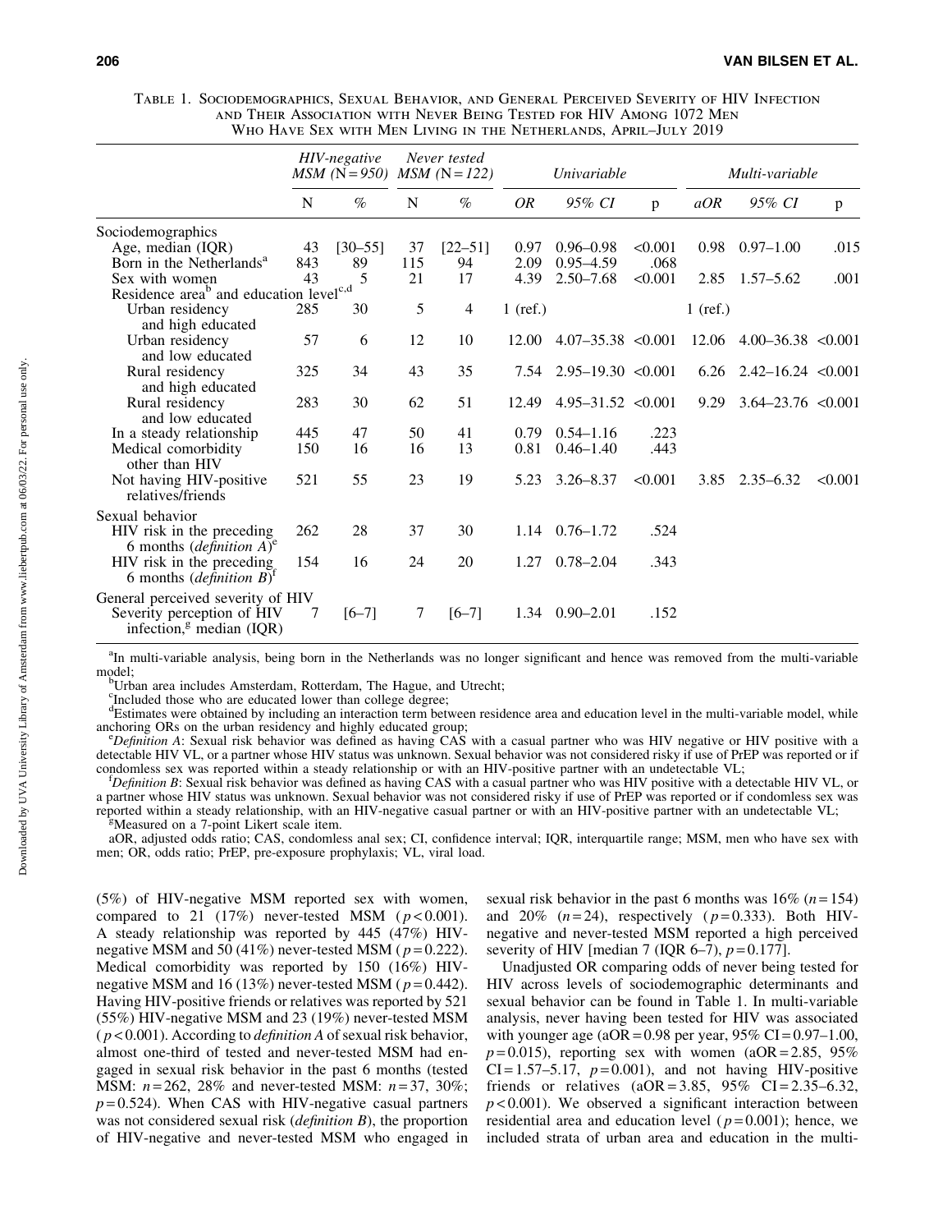Table 1. Sociodemographics, Sexual Behavior, and General Perceived Severity of HIV Infection and Their Association with Never Being Tested for HIV Among 1072 Men Who Have Sex with Men Living in the Netherlands, April–July 2019

| | *HIV-negative MSM (N=950)* | | *Never tested MSM (N=122)* | | *Univariable* | | | *Multi-variable* | | |
|---|---|---|---|---|---|---|---|---|---|---|
| | N | % | N | % | *OR* | *95% CI* | p | *aOR* | *95% CI* | p |
| Sociodemographics | | | | | | | | | | |
| Age, median (IQR) | 43 | [30–55] | 37 | [22–51] | 0.97 | 0.96–0.98 | <0.001 | 0.98 | 0.97–1.00 | .015 |
| Born in the Netherlands[a] | 843 | 89 | 115 | 94 | 2.09 | 0.95–4.59 | .068 | | | |
| Sex with women | 43 | 5 | 21 | 17 | 4.39 | 2.50–7.68 | <0.001 | 2.85 | 1.57–5.62 | .001 |
| Residence area[b] and education level[c,d] | | | | | | | | | | |
| Urban residency and high educated | 285 | 30 | 5 | 4 | 1 (ref.) | | | 1 (ref.) | | |
| Urban residency and low educated | 57 | 6 | 12 | 10 | 12.00 | 4.07–35.38 | <0.001 | 12.06 | 4.00–36.38 | <0.001 |
| Rural residency and high educated | 325 | 34 | 43 | 35 | 7.54 | 2.95–19.30 | <0.001 | 6.26 | 2.42–16.24 | <0.001 |
| Rural residency and low educated | 283 | 30 | 62 | 51 | 12.49 | 4.95–31.52 | <0.001 | 9.29 | 3.64–23.76 | <0.001 |
| In a steady relationship | 445 | 47 | 50 | 41 | 0.79 | 0.54–1.16 | .223 | | | |
| Medical comorbidity other than HIV | 150 | 16 | 16 | 13 | 0.81 | 0.46–1.40 | .443 | | | |
| Not having HIV-positive relatives/friends | 521 | 55 | 23 | 19 | 5.23 | 3.26–8.37 | <0.001 | 3.85 | 2.35–6.32 | <0.001 |
| Sexual behavior | | | | | | | | | | |
| HIV risk in the preceding 6 months (*definition A*)[e] | 262 | 28 | 37 | 30 | 1.14 | 0.76–1.72 | .524 | | | |
| HIV risk in the preceding 6 months (*definition B*)[f] | 154 | 16 | 24 | 20 | 1.27 | 0.78–2.04 | .343 | | | |
| General perceived severity of HIV | | | | | | | | | | |
| Severity perception of HIV infection,[g] median (IQR) | 7 | [6–7] | 7 | [6–7] | 1.34 | 0.90–2.01 | .152 | | | |

[a]In multi-variable analysis, being born in the Netherlands was no longer significant and hence was removed from the multi-variable model;
[b]Urban area includes Amsterdam, Rotterdam, The Hague, and Utrecht;
[c]Included those who are educated lower than college degree;
[d]Estimates were obtained by including an interaction term between residence area and education level in the multi-variable model, while anchoring ORs on the urban residency and highly educated group;
[e]*Definition A*: Sexual risk behavior was defined as having CAS with a casual partner who was HIV negative or HIV positive with a detectable HIV VL, or a partner whose HIV status was unknown. Sexual behavior was not considered risky if use of PrEP was reported or if condomless sex was reported within a steady relationship or with an HIV-positive partner with an undetectable VL;
[f]*Definition B*: Sexual risk behavior was defined as having CAS with a casual partner who was HIV positive with a detectable HIV VL, or a partner whose HIV status was unknown. Sexual behavior was not considered risky if use of PrEP was reported or if condomless sex was reported within a steady relationship, with an HIV-negative casual partner or with an HIV-positive partner with an undetectable VL;
[g]Measured on a 7-point Likert scale item.
aOR, adjusted odds ratio; CAS, condomless anal sex; CI, confidence interval; IQR, interquartile range; MSM, men who have sex with men; OR, odds ratio; PrEP, pre-exposure prophylaxis; VL, viral load.

(5%) of HIV-negative MSM reported sex with women, compared to 21 (17%) never-tested MSM ($p<0.001$). A steady relationship was reported by 445 (47%) HIV-negative MSM and 50 (41%) never-tested MSM ($p=0.222$). Medical comorbidity was reported by 150 (16%) HIV-negative MSM and 16 (13%) never-tested MSM ($p=0.442$). Having HIV-positive friends or relatives was reported by 521 (55%) HIV-negative MSM and 23 (19%) never-tested MSM ($p<0.001$). According to *definition A* of sexual risk behavior, almost one-third of tested and never-tested MSM had engaged in sexual risk behavior in the past 6 months (tested MSM: $n=262$, 28% and never-tested MSM: $n=37$, 30%; $p=0.524$). When CAS with HIV-negative casual partners was not considered sexual risk (*definition B*), the proportion of HIV-negative and never-tested MSM who engaged in sexual risk behavior in the past 6 months was 16% ($n=154$) and 20% ($n=24$), respectively ($p=0.333$). Both HIV-negative and never-tested MSM reported a high perceived severity of HIV [median 7 (IQR 6–7), $p=0.177$].

Unadjusted OR comparing odds of never being tested for HIV across levels of sociodemographic determinants and sexual behavior can be found in Table 1. In multi-variable analysis, never having been tested for HIV was associated with younger age (aOR = 0.98 per year, 95% CI = 0.97–1.00, $p=0.015$), reporting sex with women (aOR = 2.85, 95% CI = 1.57–5.17, $p=0.001$), and not having HIV-positive friends or relatives (aOR = 3.85, 95% CI = 2.35–6.32, $p<0.001$). We observed a significant interaction between residential area and education level ($p=0.001$); hence, we included strata of urban area and education in the multi-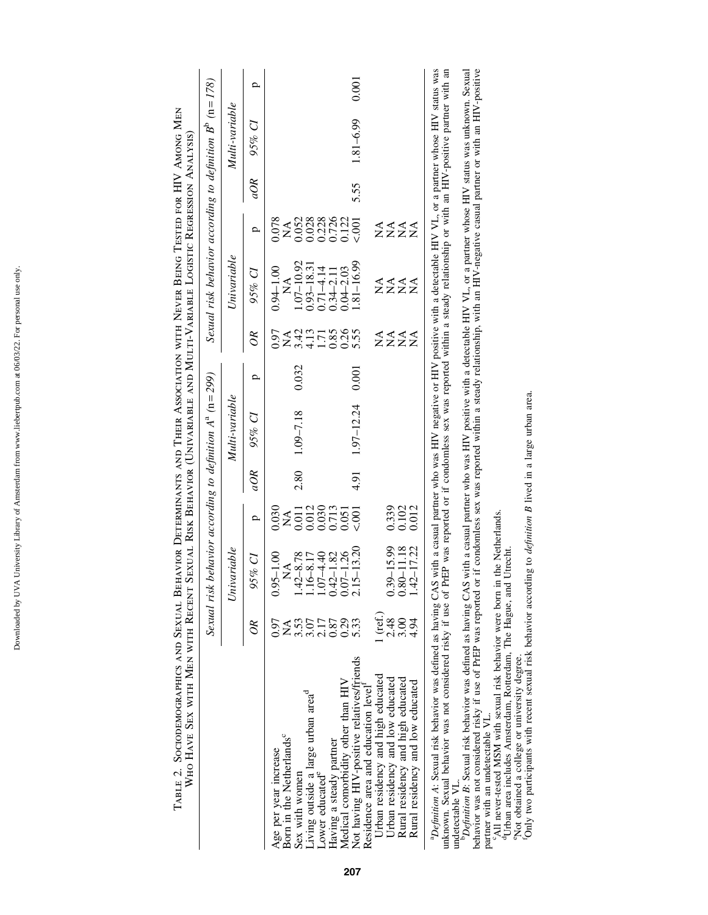**Table 2. Sociodemographics and Sexual Behavior Determinants and Their Association with Never Being Tested for HIV Among Men Who Have Sex with Men with Recent Sexual Risk Behavior (Univariable and Multi-Variable Logistic Regression Analysis)**

| | Sexual risk behavior according to *definition A*[a] (n = 299) | | | | | | Sexual risk behavior according to *definition B*[b] (n = 178) | | | | | |
|---|---|---|---|---|---|---|---|---|---|---|---|---|
| | *Univariable* | | | *Multi-variable* | | | *Univariable* | | | *Multi-variable* | | |
| | *OR* | *95% CI* | p | *aOR* | *95% CI* | p | *OR* | *95% CI* | p | *aOR* | *95% CI* | p |
| Age per year increase | 0.97 | 0.95–1.00 | 0.030 | | | | 0.97 | 0.94–1.00 | 0.078 | | | |
| Born in the Netherlands[c] | NA | NA | NA | | | | NA | NA | NA | | | |
| Sex with women | 3.53 | 1.42–8.78 | 0.011 | | | | 3.42 | 1.07–10.92 | 0.052 | | | |
| Living outside a large urban area[d] | 3.07 | 1.16–8.17 | 0.012 | 2.80 | 1.09–7.18 | 0.032 | 4.13 | 0.93–18.31 | 0.028 | | | |
| Lower educated[e] | 2.17 | 1.07–4.40 | 0.030 | | | | 1.71 | 0.71–4.14 | 0.228 | | | |
| Having a steady partner | 0.87 | 0.42–1.82 | 0.713 | | | | 0.85 | 0.34–2.11 | 0.726 | | | |
| Medical comorbidity other than HIV | 0.29 | 0.07–1.26 | 0.051 | | | | 0.26 | 0.04–2.03 | 0.122 | | | |
| Not having HIV-positive relatives/friends | 5.33 | 2.15–13.20 | <.001 | 4.91 | 1.97–12.24 | 0.001 | 5.55 | 1.81–16.99 | <.001 | 5.55 | 1.81–6.99 | 0.001 |
| Residence area and education level[f] | | | | | | | | | | | | |
| Urban residency and high educated | 1 (ref.) | | | | | | NA | NA | NA | | | |
| Urban residency and low educated | 2.48 | 0.39–15.99 | 0.339 | | | | NA | NA | NA | | | |
| Rural residency and high educated | 3.00 | 0.80–11.18 | 0.102 | | | | NA | NA | NA | | | |
| Rural residency and low educated | 4.94 | 1.42–17.22 | 0.012 | | | | NA | NA | NA | | | |

[a]*Definition A*: Sexual risk behavior was defined as having CAS with a casual partner who was HIV negative or HIV positive with a detectable HIV VL, or a partner whose HIV status was unknown. Sexual behavior was not considered risky if use of PrEP was reported or if condomless sex was reported within a steady relationship or with an HIV-positive partner with an undetectable VL.

[b]*Definition B*: Sexual risk behavior was defined as having CAS with a casual partner who was HIV positive with a detectable HIV VL, or a partner whose HIV status was unknown. Sexual behavior was not considered risky if use of PrEP was reported or if condomless sex was reported within a steady relationship, with an HIV-negative casual partner or with an HIV-positive partner with an undetectable VL.

[c]All never-tested MSM with sexual risk behavior were born in the Netherlands.

[d]Urban area includes Amsterdam, Rotterdam, The Hague, and Utrecht.

[e]Not obtained a college or university degree.

[f]Only two participants with recent sexual risk behavior according to *definition B* lived in a large urban area.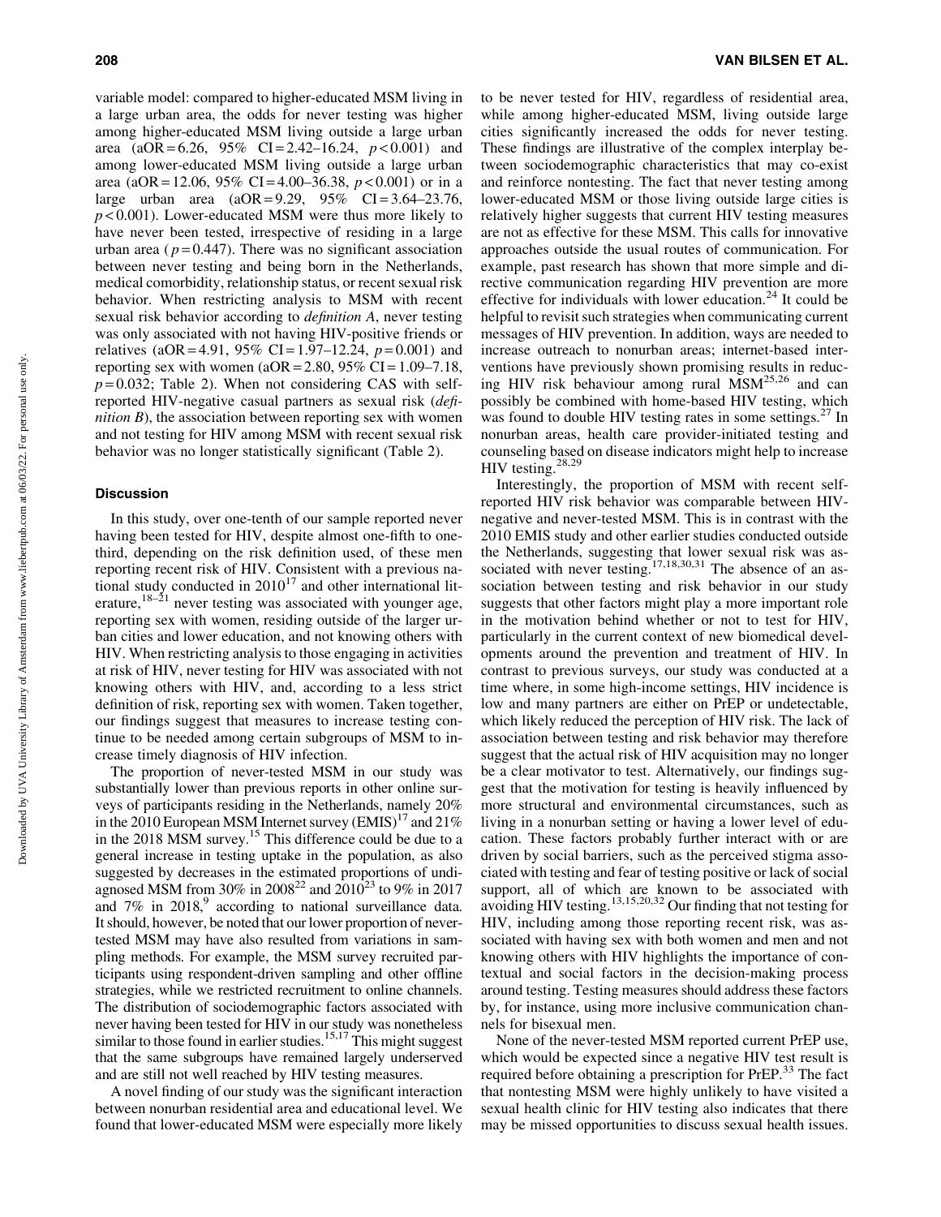variable model: compared to higher-educated MSM living in a large urban area, the odds for never testing was higher among higher-educated MSM living outside a large urban area (aOR = 6.26, 95% CI = 2.42–16.24, $p < 0.001$) and among lower-educated MSM living outside a large urban area (aOR = 12.06, 95% CI = 4.00–36.38, $p < 0.001$) or in a large urban area (aOR = 9.29, 95% CI = 3.64–23.76, $p < 0.001$). Lower-educated MSM were thus more likely to have never been tested, irrespective of residing in a large urban area ($p = 0.447$). There was no significant association between never testing and being born in the Netherlands, medical comorbidity, relationship status, or recent sexual risk behavior. When restricting analysis to MSM with recent sexual risk behavior according to *definition A*, never testing was only associated with not having HIV-positive friends or relatives (aOR = 4.91, 95% CI = 1.97–12.24, $p = 0.001$) and reporting sex with women (aOR = 2.80, 95% CI = 1.09–7.18, $p = 0.032$; Table 2). When not considering CAS with self-reported HIV-negative casual partners as sexual risk (*definition B*), the association between reporting sex with women and not testing for HIV among MSM with recent sexual risk behavior was no longer statistically significant (Table 2).

## Discussion

In this study, over one-tenth of our sample reported never having been tested for HIV, despite almost one-fifth to one-third, depending on the risk definition used, of these men reporting recent risk of HIV. Consistent with a previous national study conducted in 2010[17] and other international literature,[18–21] never testing was associated with younger age, reporting sex with women, residing outside of the larger urban cities and lower education, and not knowing others with HIV. When restricting analysis to those engaging in activities at risk of HIV, never testing for HIV was associated with not knowing others with HIV, and, according to a less strict definition of risk, reporting sex with women. Taken together, our findings suggest that measures to increase testing continue to be needed among certain subgroups of MSM to increase timely diagnosis of HIV infection.

The proportion of never-tested MSM in our study was substantially lower than previous reports in other online surveys of participants residing in the Netherlands, namely 20% in the 2010 European MSM Internet survey (EMIS)[17] and 21% in the 2018 MSM survey.[15] This difference could be due to a general increase in testing uptake in the population, as also suggested by decreases in the estimated proportions of undiagnosed MSM from 30% in 2008[22] and 2010[23] to 9% in 2017 and 7% in 2018,[9] according to national surveillance data. It should, however, be noted that our lower proportion of never-tested MSM may have also resulted from variations in sampling methods. For example, the MSM survey recruited participants using respondent-driven sampling and other offline strategies, while we restricted recruitment to online channels. The distribution of sociodemographic factors associated with never having been tested for HIV in our study was nonetheless similar to those found in earlier studies.[15,17] This might suggest that the same subgroups have remained largely underserved and are still not well reached by HIV testing measures.

A novel finding of our study was the significant interaction between nonurban residential area and educational level. We found that lower-educated MSM were especially more likely to be never tested for HIV, regardless of residential area, while among higher-educated MSM, living outside large cities significantly increased the odds for never testing. These findings are illustrative of the complex interplay between sociodemographic characteristics that may co-exist and reinforce nontesting. The fact that never testing among lower-educated MSM or those living outside large cities is relatively higher suggests that current HIV testing measures are not as effective for these MSM. This calls for innovative approaches outside the usual routes of communication. For example, past research has shown that more simple and directive communication regarding HIV prevention are more effective for individuals with lower education.[24] It could be helpful to revisit such strategies when communicating current messages of HIV prevention. In addition, ways are needed to increase outreach to nonurban areas; internet-based interventions have previously shown promising results in reducing HIV risk behaviour among rural MSM[25,26] and can possibly be combined with home-based HIV testing, which was found to double HIV testing rates in some settings.[27] In nonurban areas, health care provider-initiated testing and counseling based on disease indicators might help to increase HIV testing.[28,29]

Interestingly, the proportion of MSM with recent self-reported HIV risk behavior was comparable between HIV-negative and never-tested MSM. This is in contrast with the 2010 EMIS study and other earlier studies conducted outside the Netherlands, suggesting that lower sexual risk was associated with never testing.[17,18,30,31] The absence of an association between testing and risk behavior in our study suggests that other factors might play a more important role in the motivation behind whether or not to test for HIV, particularly in the current context of new biomedical developments around the prevention and treatment of HIV. In contrast to previous surveys, our study was conducted at a time where, in some high-income settings, HIV incidence is low and many partners are either on PrEP or undetectable, which likely reduced the perception of HIV risk. The lack of association between testing and risk behavior may therefore suggest that the actual risk of HIV acquisition may no longer be a clear motivator to test. Alternatively, our findings suggest that the motivation for testing is heavily influenced by more structural and environmental circumstances, such as living in a nonurban setting or having a lower level of education. These factors probably further interact with or are driven by social barriers, such as the perceived stigma associated with testing and fear of testing positive or lack of social support, all of which are known to be associated with avoiding HIV testing.[13,15,20,32] Our finding that not testing for HIV, including among those reporting recent risk, was associated with having sex with both women and men and not knowing others with HIV highlights the importance of contextual and social factors in the decision-making process around testing. Testing measures should address these factors by, for instance, using more inclusive communication channels for bisexual men.

None of the never-tested MSM reported current PrEP use, which would be expected since a negative HIV test result is required before obtaining a prescription for PrEP.[33] The fact that nontesting MSM were highly unlikely to have visited a sexual health clinic for HIV testing also indicates that there may be missed opportunities to discuss sexual health issues.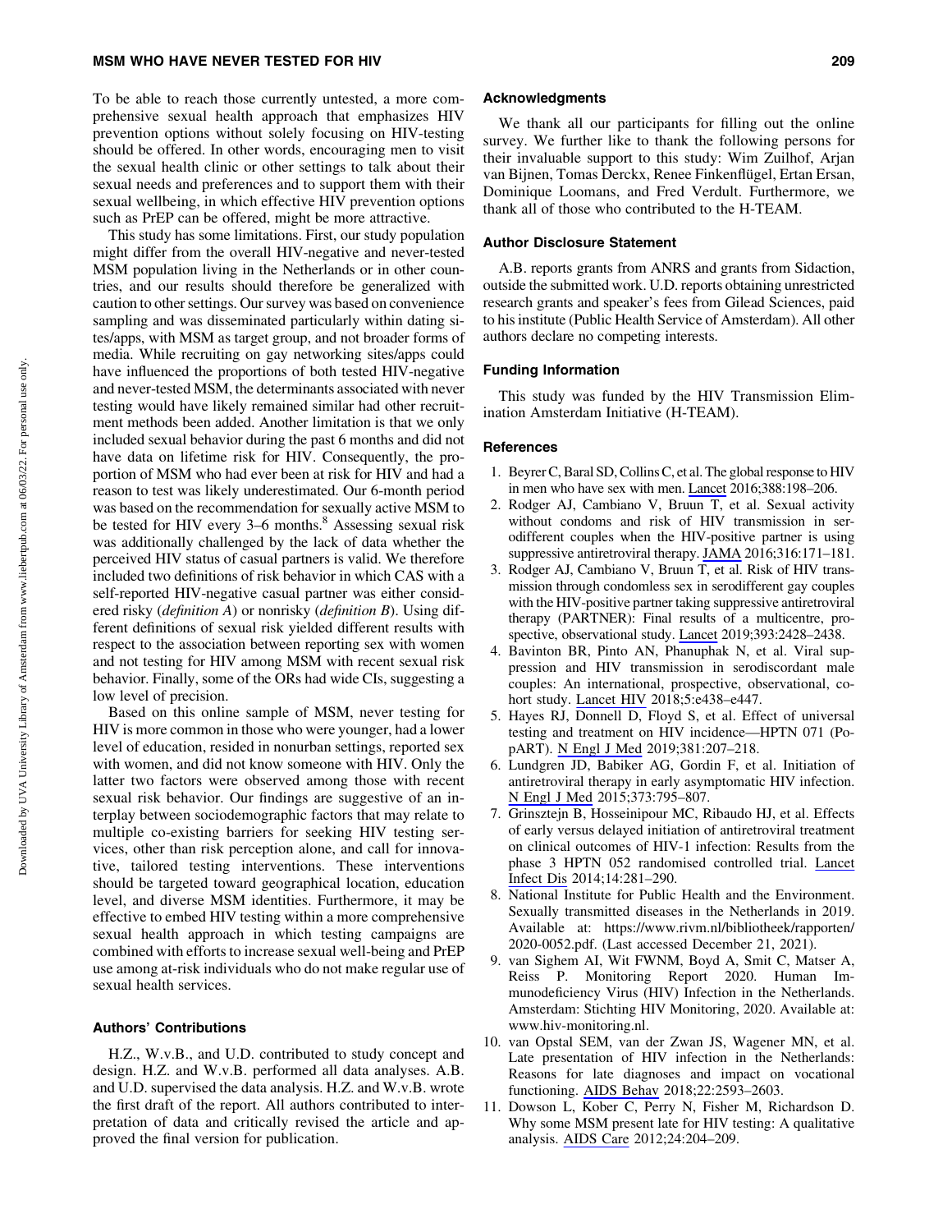To be able to reach those currently untested, a more comprehensive sexual health approach that emphasizes HIV prevention options without solely focusing on HIV-testing should be offered. In other words, encouraging men to visit the sexual health clinic or other settings to talk about their sexual needs and preferences and to support them with their sexual wellbeing, in which effective HIV prevention options such as PrEP can be offered, might be more attractive.

This study has some limitations. First, our study population might differ from the overall HIV-negative and never-tested MSM population living in the Netherlands or in other countries, and our results should therefore be generalized with caution to other settings. Our survey was based on convenience sampling and was disseminated particularly within dating sites/apps, with MSM as target group, and not broader forms of media. While recruiting on gay networking sites/apps could have influenced the proportions of both tested HIV-negative and never-tested MSM, the determinants associated with never testing would have likely remained similar had other recruitment methods been added. Another limitation is that we only included sexual behavior during the past 6 months and did not have data on lifetime risk for HIV. Consequently, the proportion of MSM who had ever been at risk for HIV and had a reason to test was likely underestimated. Our 6-month period was based on the recommendation for sexually active MSM to be tested for HIV every 3–6 months.[8] Assessing sexual risk was additionally challenged by the lack of data whether the perceived HIV status of casual partners is valid. We therefore included two definitions of risk behavior in which CAS with a self-reported HIV-negative casual partner was either considered risky (*definition A*) or nonrisky (*definition B*). Using different definitions of sexual risk yielded different results with respect to the association between reporting sex with women and not testing for HIV among MSM with recent sexual risk behavior. Finally, some of the ORs had wide CIs, suggesting a low level of precision.

Based on this online sample of MSM, never testing for HIV is more common in those who were younger, had a lower level of education, resided in nonurban settings, reported sex with women, and did not know someone with HIV. Only the latter two factors were observed among those with recent sexual risk behavior. Our findings are suggestive of an interplay between sociodemographic factors that may relate to multiple co-existing barriers for seeking HIV testing services, other than risk perception alone, and call for innovative, tailored testing interventions. These interventions should be targeted toward geographical location, education level, and diverse MSM identities. Furthermore, it may be effective to embed HIV testing within a more comprehensive sexual health approach in which testing campaigns are combined with efforts to increase sexual well-being and PrEP use among at-risk individuals who do not make regular use of sexual health services.

## Authors' Contributions

H.Z., W.v.B., and U.D. contributed to study concept and design. H.Z. and W.v.B. performed all data analyses. A.B. and U.D. supervised the data analysis. H.Z. and W.v.B. wrote the first draft of the report. All authors contributed to interpretation of data and critically revised the article and approved the final version for publication.

## Acknowledgments

We thank all our participants for filling out the online survey. We further like to thank the following persons for their invaluable support to this study: Wim Zuilhof, Arjan van Bijnen, Tomas Derckx, Renee Finkenflügel, Ertan Ersan, Dominique Loomans, and Fred Verdult. Furthermore, we thank all of those who contributed to the H-TEAM.

## Author Disclosure Statement

A.B. reports grants from ANRS and grants from Sidaction, outside the submitted work. U.D. reports obtaining unrestricted research grants and speaker's fees from Gilead Sciences, paid to his institute (Public Health Service of Amsterdam). All other authors declare no competing interests.

## Funding Information

This study was funded by the HIV Transmission Elimination Amsterdam Initiative (H-TEAM).

## References

1. Beyrer C, Baral SD, Collins C, et al. The global response to HIV in men who have sex with men. Lancet 2016;388:198–206.
2. Rodger AJ, Cambiano V, Bruun T, et al. Sexual activity without condoms and risk of HIV transmission in serodifferent couples when the HIV-positive partner is using suppressive antiretroviral therapy. JAMA 2016;316:171–181.
3. Rodger AJ, Cambiano V, Bruun T, et al. Risk of HIV transmission through condomless sex in serodifferent gay couples with the HIV-positive partner taking suppressive antiretroviral therapy (PARTNER): Final results of a multicentre, prospective, observational study. Lancet 2019;393:2428–2438.
4. Bavinton BR, Pinto AN, Phanuphak N, et al. Viral suppression and HIV transmission in serodiscordant male couples: An international, prospective, observational, cohort study. Lancet HIV 2018;5:e438–e447.
5. Hayes RJ, Donnell D, Floyd S, et al. Effect of universal testing and treatment on HIV incidence—HPTN 071 (PopART). N Engl J Med 2019;381:207–218.
6. Lundgren JD, Babiker AG, Gordin F, et al. Initiation of antiretroviral therapy in early asymptomatic HIV infection. N Engl J Med 2015;373:795–807.
7. Grinsztejn B, Hosseinipour MC, Ribaudo HJ, et al. Effects of early versus delayed initiation of antiretroviral treatment on clinical outcomes of HIV-1 infection: Results from the phase 3 HPTN 052 randomised controlled trial. Lancet Infect Dis 2014;14:281–290.
8. National Institute for Public Health and the Environment. Sexually transmitted diseases in the Netherlands in 2019. Available at: https://www.rivm.nl/bibliotheek/rapporten/2020-0052.pdf. (Last accessed December 21, 2021).
9. van Sighem AI, Wit FWNM, Boyd A, Smit C, Matser A, Reiss P. Monitoring Report 2020. Human Immunodeficiency Virus (HIV) Infection in the Netherlands. Amsterdam: Stichting HIV Monitoring, 2020. Available at: www.hiv-monitoring.nl.
10. van Opstal SEM, van der Zwan JS, Wagener MN, et al. Late presentation of HIV infection in the Netherlands: Reasons for late diagnoses and impact on vocational functioning. AIDS Behav 2018;22:2593–2603.
11. Dowson L, Kober C, Perry N, Fisher M, Richardson D. Why some MSM present late for HIV testing: A qualitative analysis. AIDS Care 2012;24:204–209.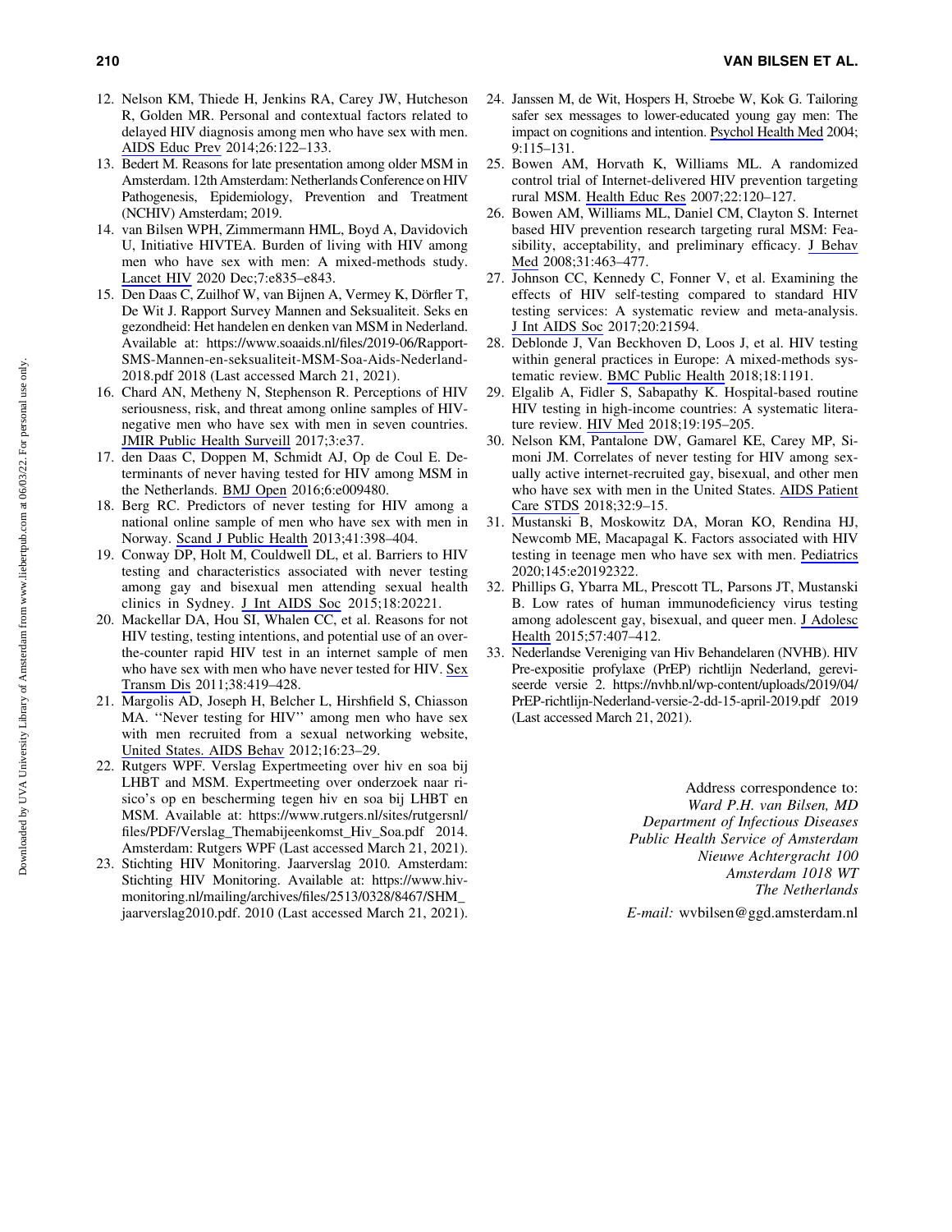12. Nelson KM, Thiede H, Jenkins RA, Carey JW, Hutcheson R, Golden MR. Personal and contextual factors related to delayed HIV diagnosis among men who have sex with men. AIDS Educ Prev 2014;26:122–133.
13. Bedert M. Reasons for late presentation among older MSM in Amsterdam. 12th Amsterdam: Netherlands Conference on HIV Pathogenesis, Epidemiology, Prevention and Treatment (NCHIV) Amsterdam; 2019.
14. van Bilsen WPH, Zimmermann HML, Boyd A, Davidovich U, Initiative HIVTEA. Burden of living with HIV among men who have sex with men: A mixed-methods study. Lancet HIV 2020 Dec;7:e835–e843.
15. Den Daas C, Zuilhof W, van Bijnen A, Vermey K, Dörfler T, De Wit J. Rapport Survey Mannen and Seksualiteit. Seks en gezondheid: Het handelen en denken van MSM in Nederland. Available at: https://www.soaaids.nl/files/2019-06/Rapport-SMS-Mannen-en-seksualiteit-MSM-Soa-Aids-Nederland-2018.pdf 2018 (Last accessed March 21, 2021).
16. Chard AN, Metheny N, Stephenson R. Perceptions of HIV seriousness, risk, and threat among online samples of HIV-negative men who have sex with men in seven countries. JMIR Public Health Surveill 2017;3:e37.
17. den Daas C, Doppen M, Schmidt AJ, Op de Coul E. Determinants of never having tested for HIV among MSM in the Netherlands. BMJ Open 2016;6:e009480.
18. Berg RC. Predictors of never testing for HIV among a national online sample of men who have sex with men in Norway. Scand J Public Health 2013;41:398–404.
19. Conway DP, Holt M, Couldwell DL, et al. Barriers to HIV testing and characteristics associated with never testing among gay and bisexual men attending sexual health clinics in Sydney. J Int AIDS Soc 2015;18:20221.
20. Mackellar DA, Hou SI, Whalen CC, et al. Reasons for not HIV testing, testing intentions, and potential use of an over-the-counter rapid HIV test in an internet sample of men who have sex with men who have never tested for HIV. Sex Transm Dis 2011;38:419–428.
21. Margolis AD, Joseph H, Belcher L, Hirshfield S, Chiasson MA. ''Never testing for HIV'' among men who have sex with men recruited from a sexual networking website, United States. AIDS Behav 2012;16:23–29.
22. Rutgers WPF. Verslag Expertmeeting over hiv en soa bij LHBT and MSM. Expertmeeting over onderzoek naar risico's op en bescherming tegen hiv en soa bij LHBT en MSM. Available at: https://www.rutgers.nl/sites/rutgersnl/files/PDF/Verslag_Themabijeenkomst_Hiv_Soa.pdf 2014. Amsterdam: Rutgers WPF (Last accessed March 21, 2021).
23. Stichting HIV Monitoring. Jaarverslag 2010. Amsterdam: Stichting HIV Monitoring. Available at: https://www.hiv-monitoring.nl/mailing/archives/files/2513/0328/8467/SHM_jaarverslag2010.pdf. 2010 (Last accessed March 21, 2021).
24. Janssen M, de Wit, Hospers H, Stroebe W, Kok G. Tailoring safer sex messages to lower-educated young gay men: The impact on cognitions and intention. Psychol Health Med 2004; 9:115–131.
25. Bowen AM, Horvath K, Williams ML. A randomized control trial of Internet-delivered HIV prevention targeting rural MSM. Health Educ Res 2007;22:120–127.
26. Bowen AM, Williams ML, Daniel CM, Clayton S. Internet based HIV prevention research targeting rural MSM: Feasibility, acceptability, and preliminary efficacy. J Behav Med 2008;31:463–477.
27. Johnson CC, Kennedy C, Fonner V, et al. Examining the effects of HIV self-testing compared to standard HIV testing services: A systematic review and meta-analysis. J Int AIDS Soc 2017;20:21594.
28. Deblonde J, Van Beckhoven D, Loos J, et al. HIV testing within general practices in Europe: A mixed-methods systematic review. BMC Public Health 2018;18:1191.
29. Elgalib A, Fidler S, Sabapathy K. Hospital-based routine HIV testing in high-income countries: A systematic literature review. HIV Med 2018;19:195–205.
30. Nelson KM, Pantalone DW, Gamarel KE, Carey MP, Simoni JM. Correlates of never testing for HIV among sexually active internet-recruited gay, bisexual, and other men who have sex with men in the United States. AIDS Patient Care STDS 2018;32:9–15.
31. Mustanski B, Moskowitz DA, Moran KO, Rendina HJ, Newcomb ME, Macapagal K. Factors associated with HIV testing in teenage men who have sex with men. Pediatrics 2020;145:e20192322.
32. Phillips G, Ybarra ML, Prescott TL, Parsons JT, Mustanski B. Low rates of human immunodeficiency virus testing among adolescent gay, bisexual, and queer men. J Adolesc Health 2015;57:407–412.
33. Nederlandse Vereniging van Hiv Behandelaren (NVHB). HIV Pre-expositie profylaxe (PrEP) richtlijn Nederland, gereviseerde versie 2. https://nvhb.nl/wp-content/uploads/2019/04/PrEP-richtlijn-Nederland-versie-2-dd-15-april-2019.pdf 2019 (Last accessed March 21, 2021).

Address correspondence to:
*Ward P.H. van Bilsen, MD*
*Department of Infectious Diseases*
*Public Health Service of Amsterdam*
*Nieuwe Achtergracht 100*
*Amsterdam 1018 WT*
*The Netherlands*

*E-mail:* wvbilsen@ggd.amsterdam.nl